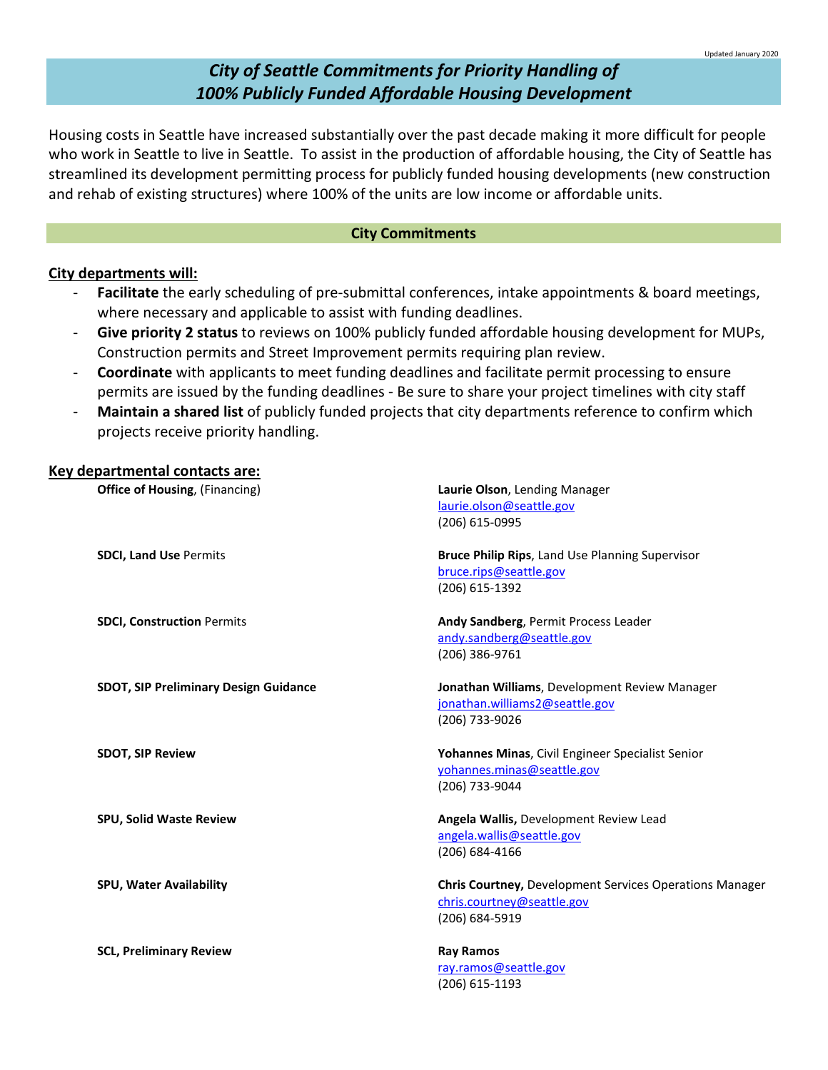Updated January 2020

# *City of Seattle Commitments for Priority Handling of 100% Publicly Funded Affordable Housing Development*

Housing costs in Seattle have increased substantially over the past decade making it more difficult for people who work in Seattle to live in Seattle. To assist in the production of affordable housing, the City of Seattle has streamlined its development permitting process for publicly funded housing developments (new construction and rehab of existing structures) where 100% of the units are low income or affordable units.

## City Commitments

**City departments will:**

- **Facilitate** the early scheduling of pre-submittal conferences, intake appointments & board meetings, where necessary and applicable to assist with funding deadlines.
- **Give priority 2 status** to reviews on 100% publicly funded affordable housing development for MUPs, Construction permits and Street Improvement permits requiring plan review.
- **Coordinate** with applicants to meet funding deadlines and facilitate permit processing to ensure permits are issued by the funding deadlines - Be sure to share your project timelines with city staff
- **Maintain a shared list** of publicly funded projects that city departments reference to confirm which projects receive priority handling.

**Key departmental contacts are:**

| Department | Contact |
|---|---|
| **Office of Housing**, (Financing) | **Laurie Olson**, Lending Manager<br>laurie.olson@seattle.gov<br>(206) 615-0995 |
| **SDCI, Land Use** Permits | **Bruce Philip Rips**, Land Use Planning Supervisor<br>bruce.rips@seattle.gov<br>(206) 615-1392 |
| **SDCI, Construction** Permits | **Andy Sandberg**, Permit Process Leader<br>andy.sandberg@seattle.gov<br>(206) 386-9761 |
| **SDOT, SIP Preliminary Design Guidance** | **Jonathan Williams**, Development Review Manager<br>jonathan.williams2@seattle.gov<br>(206) 733-9026 |
| **SDOT, SIP Review** | **Yohannes Minas**, Civil Engineer Specialist Senior<br>yohannes.minas@seattle.gov<br>(206) 733-9044 |
| **SPU, Solid Waste Review** | **Angela Wallis,** Development Review Lead<br>angela.wallis@seattle.gov<br>(206) 684-4166 |
| **SPU, Water Availability** | **Chris Courtney,** Development Services Operations Manager<br>chris.courtney@seattle.gov<br>(206) 684-5919 |
| **SCL, Preliminary Review** | **Ray Ramos**<br>ray.ramos@seattle.gov<br>(206) 615-1193 |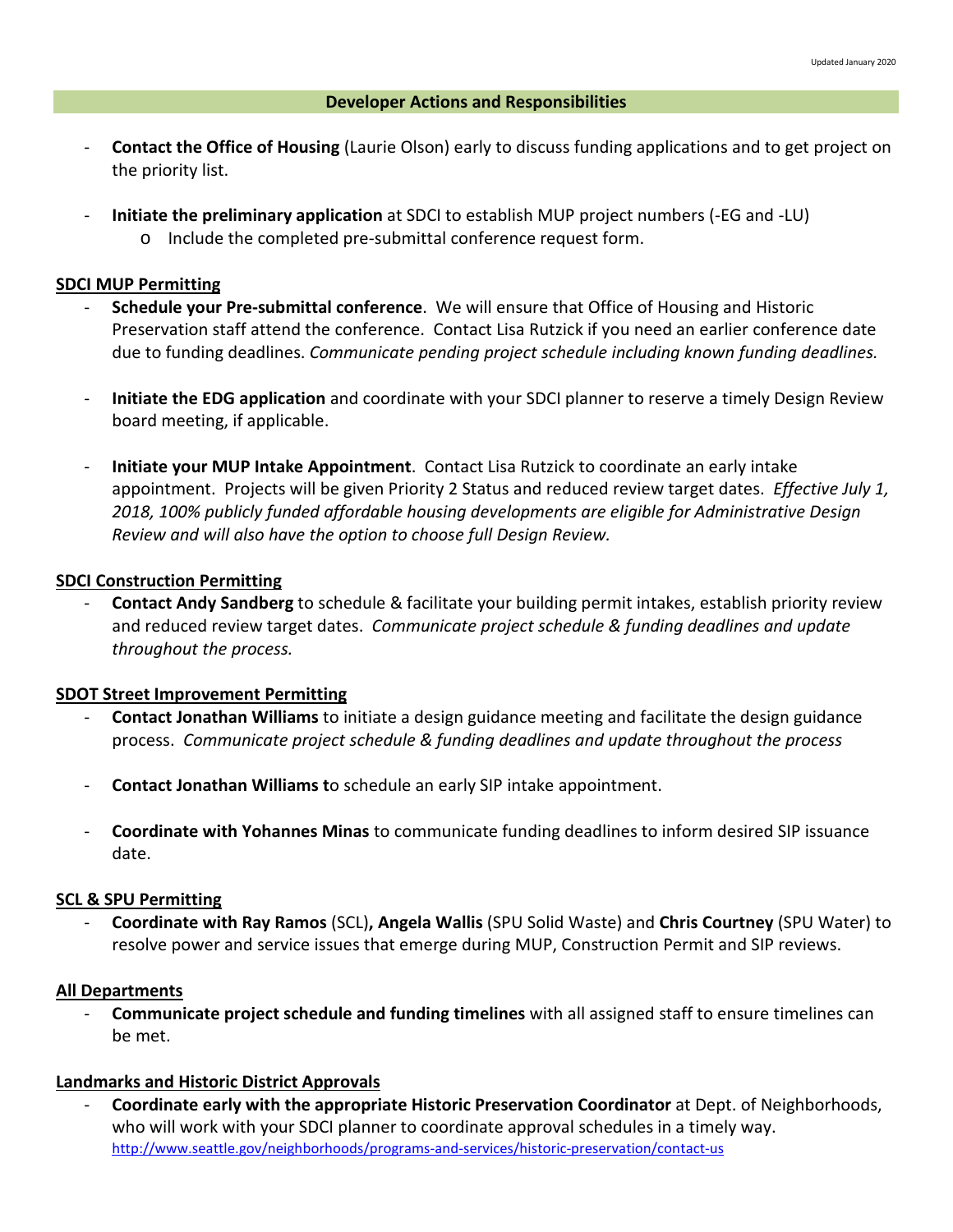## Developer Actions and Responsibilities

- **Contact the Office of Housing** (Laurie Olson) early to discuss funding applications and to get project on the priority list.

- **Initiate the preliminary application** at SDCI to establish MUP project numbers (-EG and -LU)
  - Include the completed pre-submittal conference request form.

**SDCI MUP Permitting**

- **Schedule your Pre-submittal conference**. We will ensure that Office of Housing and Historic Preservation staff attend the conference. Contact Lisa Rutzick if you need an earlier conference date due to funding deadlines. *Communicate pending project schedule including known funding deadlines.*

- **Initiate the EDG application** and coordinate with your SDCI planner to reserve a timely Design Review board meeting, if applicable.

- **Initiate your MUP Intake Appointment**. Contact Lisa Rutzick to coordinate an early intake appointment. Projects will be given Priority 2 Status and reduced review target dates. *Effective July 1, 2018, 100% publicly funded affordable housing developments are eligible for Administrative Design Review and will also have the option to choose full Design Review.*

**SDCI Construction Permitting**

- **Contact Andy Sandberg** to schedule & facilitate your building permit intakes, establish priority review and reduced review target dates. *Communicate project schedule & funding deadlines and update throughout the process.*

**SDOT Street Improvement Permitting**

- **Contact Jonathan Williams** to initiate a design guidance meeting and facilitate the design guidance process. *Communicate project schedule & funding deadlines and update throughout the process*

- **Contact Jonathan Williams t**o schedule an early SIP intake appointment.

- **Coordinate with Yohannes Minas** to communicate funding deadlines to inform desired SIP issuance date.

**SCL & SPU Permitting**

- **Coordinate with Ray Ramos** (SCL)**, Angela Wallis** (SPU Solid Waste) and **Chris Courtney** (SPU Water) to resolve power and service issues that emerge during MUP, Construction Permit and SIP reviews.

**All Departments**

- **Communicate project schedule and funding timelines** with all assigned staff to ensure timelines can be met.

**Landmarks and Historic District Approvals**

- **Coordinate early with the appropriate Historic Preservation Coordinator** at Dept. of Neighborhoods, who will work with your SDCI planner to coordinate approval schedules in a timely way.
  http://www.seattle.gov/neighborhoods/programs-and-services/historic-preservation/contact-us